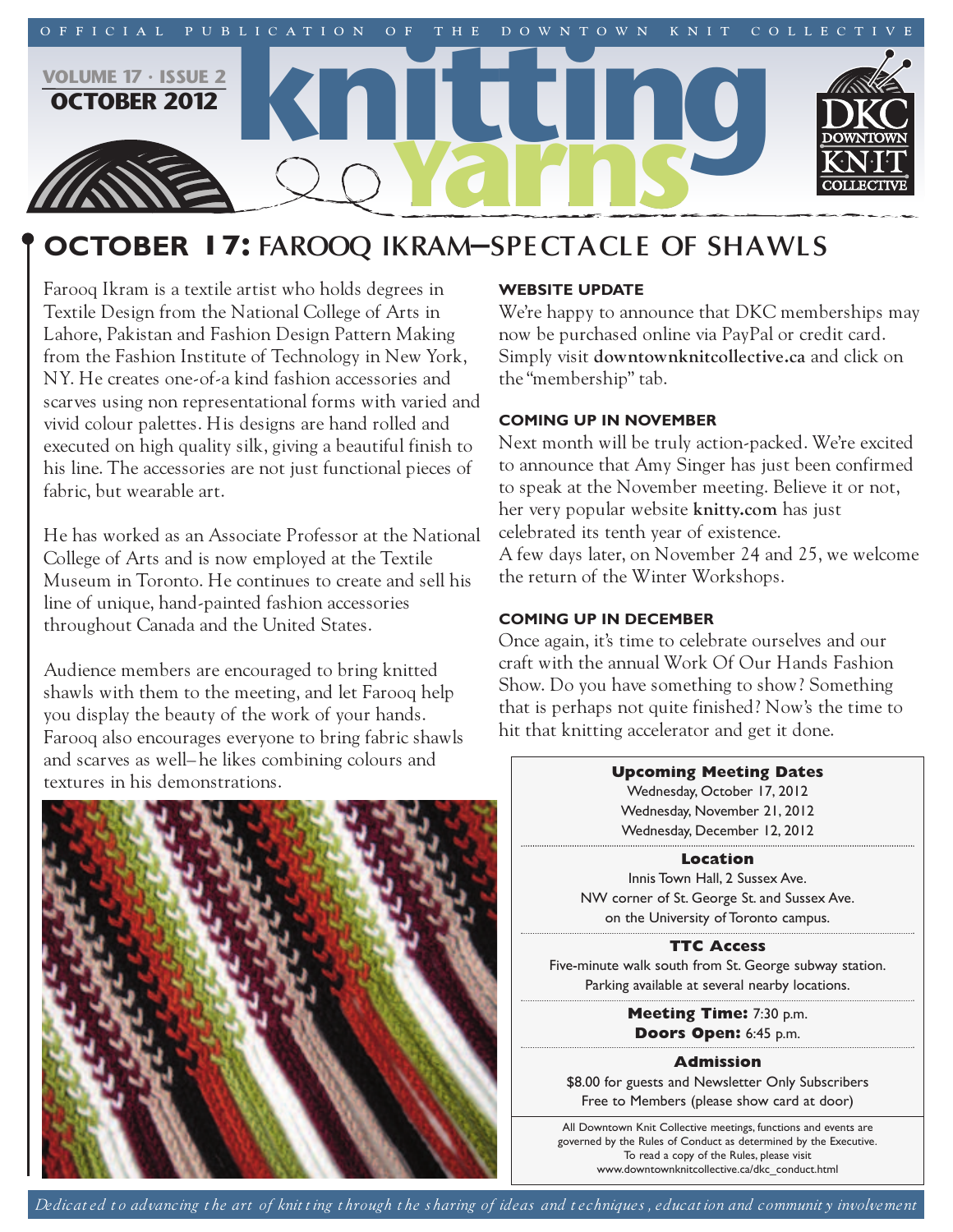OFFICIAL PUBLICATION OF THE DOWNTOWN KNIT COLLECTIVE

# knitting Yarns

VOLUME 17 · ISSUE 2
OCTOBER 2012

## OCTOBER 17: FAROOQ IKRAM—SPECTACLE OF SHAWLS

Farooq Ikram is a textile artist who holds degrees in Textile Design from the National College of Arts in Lahore, Pakistan and Fashion Design Pattern Making from the Fashion Institute of Technology in New York, NY. He creates one-of-a kind fashion accessories and scarves using non representational forms with varied and vivid colour palettes. His designs are hand rolled and executed on high quality silk, giving a beautiful finish to his line. The accessories are not just functional pieces of fabric, but wearable art.

He has worked as an Associate Professor at the National College of Arts and is now employed at the Textile Museum in Toronto. He continues to create and sell his line of unique, hand-painted fashion accessories throughout Canada and the United States.

Audience members are encouraged to bring knitted shawls with them to the meeting, and let Farooq help you display the beauty of the work of your hands. Farooq also encourages everyone to bring fabric shawls and scarves as well– he likes combining colours and textures in his demonstrations.

### WEBSITE UPDATE

We're happy to announce that DKC memberships may now be purchased online via PayPal or credit card. Simply visit **downtownknitcollective.ca** and click on the "membership" tab.

### COMING UP IN NOVEMBER

Next month will be truly action-packed. We're excited to announce that Amy Singer has just been confirmed to speak at the November meeting. Believe it or not, her very popular website **knitty.com** has just celebrated its tenth year of existence.
A few days later, on November 24 and 25, we welcome the return of the Winter Workshops.

### COMING UP IN DECEMBER

Once again, it's time to celebrate ourselves and our craft with the annual Work Of Our Hands Fashion Show. Do you have something to show? Something that is perhaps not quite finished? Now's the time to hit that knitting accelerator and get it done.

**Upcoming Meeting Dates**
Wednesday, October 17, 2012
Wednesday, November 21, 2012
Wednesday, December 12, 2012

**Location**
Innis Town Hall, 2 Sussex Ave.
NW corner of St. George St. and Sussex Ave.
on the University of Toronto campus.

**TTC Access**
Five-minute walk south from St. George subway station.
Parking available at several nearby locations.

**Meeting Time:** 7:30 p.m.
**Doors Open:** 6:45 p.m.

**Admission**
$8.00 for guests and Newsletter Only Subscribers
Free to Members (please show card at door)

All Downtown Knit Collective meetings, functions and events are governed by the Rules of Conduct as determined by the Executive. To read a copy of the Rules, please visit www.downtownknitcollective.ca/dkc_conduct.html

*Dedicated to advancing the art of knitting through the sharing of ideas and techniques, education and community involvement*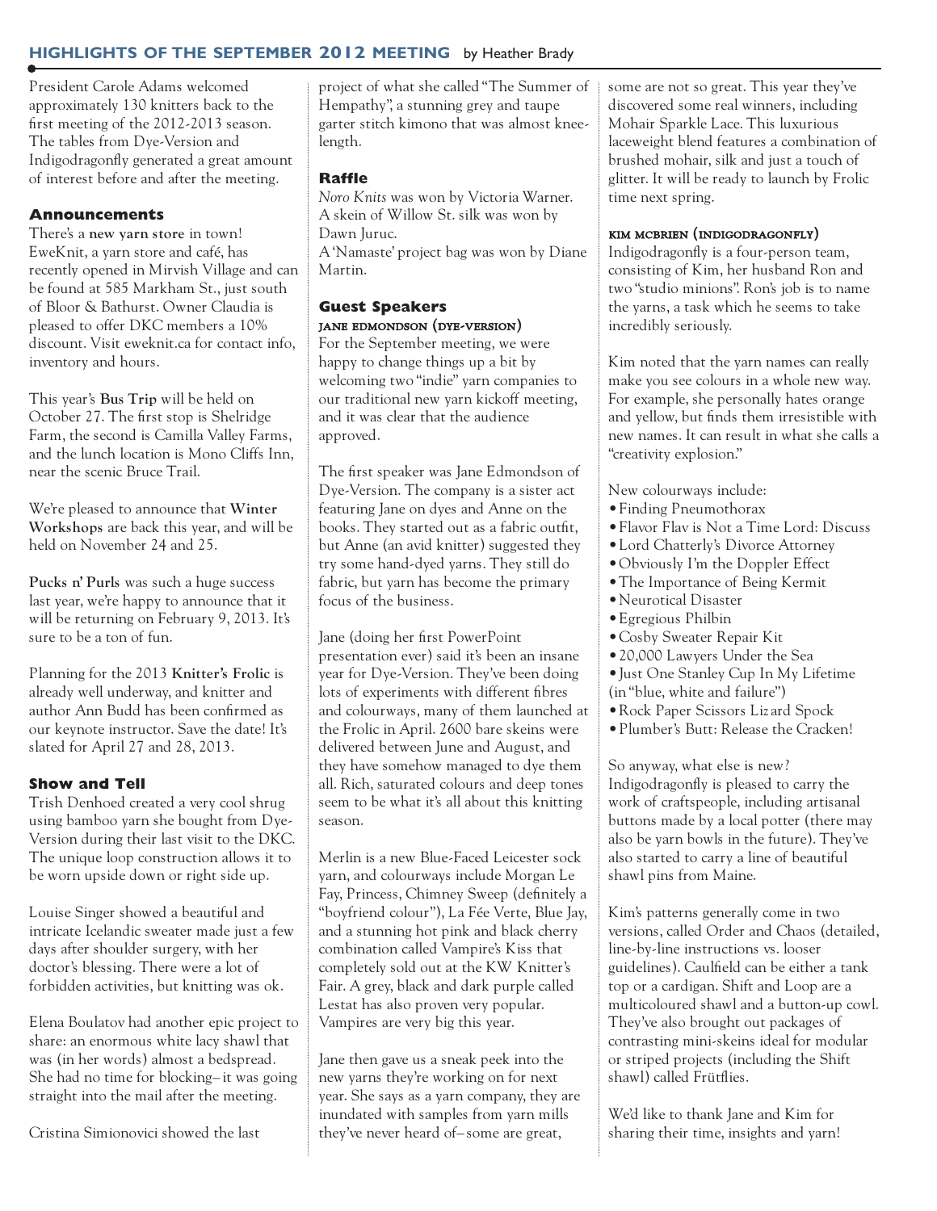## HIGHLIGHTS OF THE SEPTEMBER 2012 MEETING by Heather Brady

President Carole Adams welcomed approximately 130 knitters back to the first meeting of the 2012-2013 season. The tables from Dye-Version and Indigodragonfly generated a great amount of interest before and after the meeting.

### Announcements

There's a **new yarn store** in town! EweKnit, a yarn store and café, has recently opened in Mirvish Village and can be found at 585 Markham St., just south of Bloor & Bathurst. Owner Claudia is pleased to offer DKC members a 10% discount. Visit eweknit.ca for contact info, inventory and hours.

This year's **Bus Trip** will be held on October 27. The first stop is Shelridge Farm, the second is Camilla Valley Farms, and the lunch location is Mono Cliffs Inn, near the scenic Bruce Trail.

We're pleased to announce that **Winter Workshops** are back this year, and will be held on November 24 and 25.

**Pucks n' Purls** was such a huge success last year, we're happy to announce that it will be returning on February 9, 2013. It's sure to be a ton of fun.

Planning for the 2013 **Knitter's Frolic** is already well underway, and knitter and author Ann Budd has been confirmed as our keynote instructor. Save the date! It's slated for April 27 and 28, 2013.

### Show and Tell

Trish Denhoed created a very cool shrug using bamboo yarn she bought from Dye-Version during their last visit to the DKC. The unique loop construction allows it to be worn upside down or right side up.

Louise Singer showed a beautiful and intricate Icelandic sweater made just a few days after shoulder surgery, with her doctor's blessing. There were a lot of forbidden activities, but knitting was ok.

Elena Boulatov had another epic project to share: an enormous white lacy shawl that was (in her words) almost a bedspread. She had no time for blocking– it was going straight into the mail after the meeting.

Cristina Simionovici showed the last project of what she called "The Summer of Hempathy", a stunning grey and taupe garter stitch kimono that was almost knee-length.

### Raffle

*Noro Knits* was won by Victoria Warner.
A skein of Willow St. silk was won by Dawn Juruc.
A 'Namaste' project bag was won by Diane Martin.

### Guest Speakers

#### JANE EDMONDSON (DYE-VERSION)

For the September meeting, we were happy to change things up a bit by welcoming two "indie" yarn companies to our traditional new yarn kickoff meeting, and it was clear that the audience approved.

The first speaker was Jane Edmondson of Dye-Version. The company is a sister act featuring Jane on dyes and Anne on the books. They started out as a fabric outfit, but Anne (an avid knitter) suggested they try some hand-dyed yarns. They still do fabric, but yarn has become the primary focus of the business.

Jane (doing her first PowerPoint presentation ever) said it's been an insane year for Dye-Version. They've been doing lots of experiments with different fibres and colourways, many of them launched at the Frolic in April. 2600 bare skeins were delivered between June and August, and they have somehow managed to dye them all. Rich, saturated colours and deep tones seem to be what it's all about this knitting season.

Merlin is a new Blue-Faced Leicester sock yarn, and colourways include Morgan Le Fay, Princess, Chimney Sweep (definitely a "boyfriend colour"), La Fée Verte, Blue Jay, and a stunning hot pink and black cherry combination called Vampire's Kiss that completely sold out at the KW Knitter's Fair. A grey, black and dark purple called Lestat has also proven very popular. Vampires are very big this year.

Jane then gave us a sneak peek into the new yarns they're working on for next year. She says as a yarn company, they are inundated with samples from yarn mills they've never heard of– some are great, some are not so great. This year they've discovered some real winners, including Mohair Sparkle Lace. This luxurious laceweight blend features a combination of brushed mohair, silk and just a touch of glitter. It will be ready to launch by Frolic time next spring.

#### KIM MCBRIEN (INDIGODRAGONFLY)

Indigodragonfly is a four-person team, consisting of Kim, her husband Ron and two "studio minions". Ron's job is to name the yarns, a task which he seems to take incredibly seriously.

Kim noted that the yarn names can really make you see colours in a whole new way. For example, she personally hates orange and yellow, but finds them irresistible with new names. It can result in what she calls a "creativity explosion."

New colourways include:

- Finding Pneumothorax
- Flavor Flav is Not a Time Lord: Discuss
- Lord Chatterly's Divorce Attorney
- Obviously I'm the Doppler Effect
- The Importance of Being Kermit
- Neurotical Disaster
- Egregious Philbin
- Cosby Sweater Repair Kit
- 20,000 Lawyers Under the Sea
- Just One Stanley Cup In My Lifetime (in "blue, white and failure")
- Rock Paper Scissors Lizard Spock
- Plumber's Butt: Release the Cracken!

So anyway, what else is new? Indigodragonfly is pleased to carry the work of craftspeople, including artisanal buttons made by a local potter (there may also be yarn bowls in the future). They've also started to carry a line of beautiful shawl pins from Maine.

Kim's patterns generally come in two versions, called Order and Chaos (detailed, line-by-line instructions vs. looser guidelines). Caulfield can be either a tank top or a cardigan. Shift and Loop are a multicoloured shawl and a button-up cowl. They've also brought out packages of contrasting mini-skeins ideal for modular or striped projects (including the Shift shawl) called Frütflies.

We'd like to thank Jane and Kim for sharing their time, insights and yarn!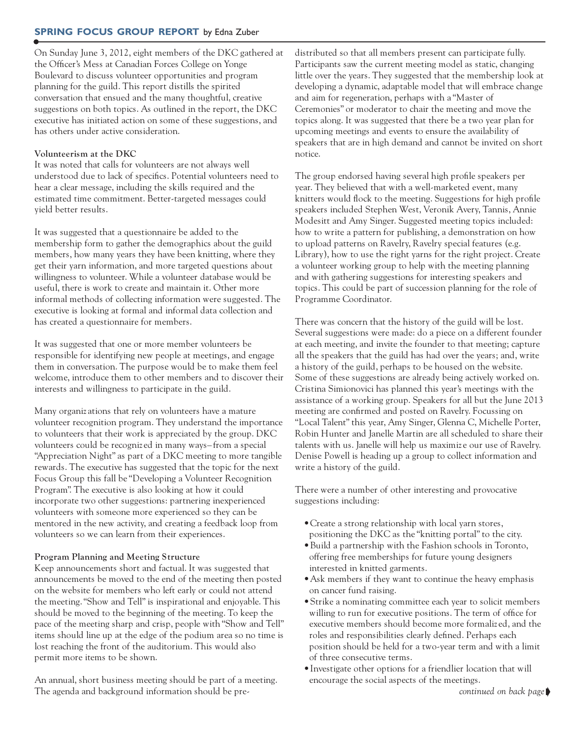## SPRING FOCUS GROUP REPORT by Edna Zuber

On Sunday June 3, 2012, eight members of the DKC gathered at the Officer's Mess at Canadian Forces College on Yonge Boulevard to discuss volunteer opportunities and program planning for the guild. This report distills the spirited conversation that ensued and the many thoughtful, creative suggestions on both topics. As outlined in the report, the DKC executive has initiated action on some of these suggestions, and has others under active consideration.

**Volunteerism at the DKC**

It was noted that calls for volunteers are not always well understood due to lack of specifics. Potential volunteers need to hear a clear message, including the skills required and the estimated time commitment. Better-targeted messages could yield better results.

It was suggested that a questionnaire be added to the membership form to gather the demographics about the guild members, how many years they have been knitting, where they get their yarn information, and more targeted questions about willingness to volunteer. While a volunteer database would be useful, there is work to create and maintain it. Other more informal methods of collecting information were suggested. The executive is looking at formal and informal data collection and has created a questionnaire for members.

It was suggested that one or more member volunteers be responsible for identifying new people at meetings, and engage them in conversation. The purpose would be to make them feel welcome, introduce them to other members and to discover their interests and willingness to participate in the guild.

Many organizations that rely on volunteers have a mature volunteer recognition program. They understand the importance to volunteers that their work is appreciated by the group. DKC volunteers could be recognized in many ways–from a special "Appreciation Night" as part of a DKC meeting to more tangible rewards. The executive has suggested that the topic for the next Focus Group this fall be "Developing a Volunteer Recognition Program". The executive is also looking at how it could incorporate two other suggestions: partnering inexperienced volunteers with someone more experienced so they can be mentored in the new activity, and creating a feedback loop from volunteers so we can learn from their experiences.

**Program Planning and Meeting Structure**

Keep announcements short and factual. It was suggested that announcements be moved to the end of the meeting then posted on the website for members who left early or could not attend the meeting. "Show and Tell" is inspirational and enjoyable. This should be moved to the beginning of the meeting. To keep the pace of the meeting sharp and crisp, people with "Show and Tell" items should line up at the edge of the podium area so no time is lost reaching the front of the auditorium. This would also permit more items to be shown.

An annual, short business meeting should be part of a meeting. The agenda and background information should be pre-distributed so that all members present can participate fully. Participants saw the current meeting model as static, changing little over the years. They suggested that the membership look at developing a dynamic, adaptable model that will embrace change and aim for regeneration, perhaps with a "Master of Ceremonies" or moderator to chair the meeting and move the topics along. It was suggested that there be a two year plan for upcoming meetings and events to ensure the availability of speakers that are in high demand and cannot be invited on short notice.

The group endorsed having several high profile speakers per year. They believed that with a well-marketed event, many knitters would flock to the meeting. Suggestions for high profile speakers included Stephen West, Veronik Avery, Tannis, Annie Modesitt and Amy Singer. Suggested meeting topics included: how to write a pattern for publishing, a demonstration on how to upload patterns on Ravelry, Ravelry special features (e.g. Library), how to use the right yarns for the right project. Create a volunteer working group to help with the meeting planning and with gathering suggestions for interesting speakers and topics. This could be part of succession planning for the role of Programme Coordinator.

There was concern that the history of the guild will be lost. Several suggestions were made: do a piece on a different founder at each meeting, and invite the founder to that meeting; capture all the speakers that the guild has had over the years; and, write a history of the guild, perhaps to be housed on the website. Some of these suggestions are already being actively worked on. Cristina Simionovici has planned this year's meetings with the assistance of a working group. Speakers for all but the June 2013 meeting are confirmed and posted on Ravelry. Focussing on "Local Talent" this year, Amy Singer, Glenna C, Michelle Porter, Robin Hunter and Janelle Martin are all scheduled to share their talents with us. Janelle will help us maximize our use of Ravelry. Denise Powell is heading up a group to collect information and write a history of the guild.

There were a number of other interesting and provocative suggestions including:

- Create a strong relationship with local yarn stores, positioning the DKC as the "knitting portal" to the city.
- Build a partnership with the Fashion schools in Toronto, offering free memberships for future young designers interested in knitted garments.
- Ask members if they want to continue the heavy emphasis on cancer fund raising.
- Strike a nominating committee each year to solicit members willing to run for executive positions. The term of office for executive members should become more formalized, and the roles and responsibilities clearly defined. Perhaps each position should be held for a two-year term and with a limit of three consecutive terms.
- Investigate other options for a friendlier location that will encourage the social aspects of the meetings.

*continued on back page*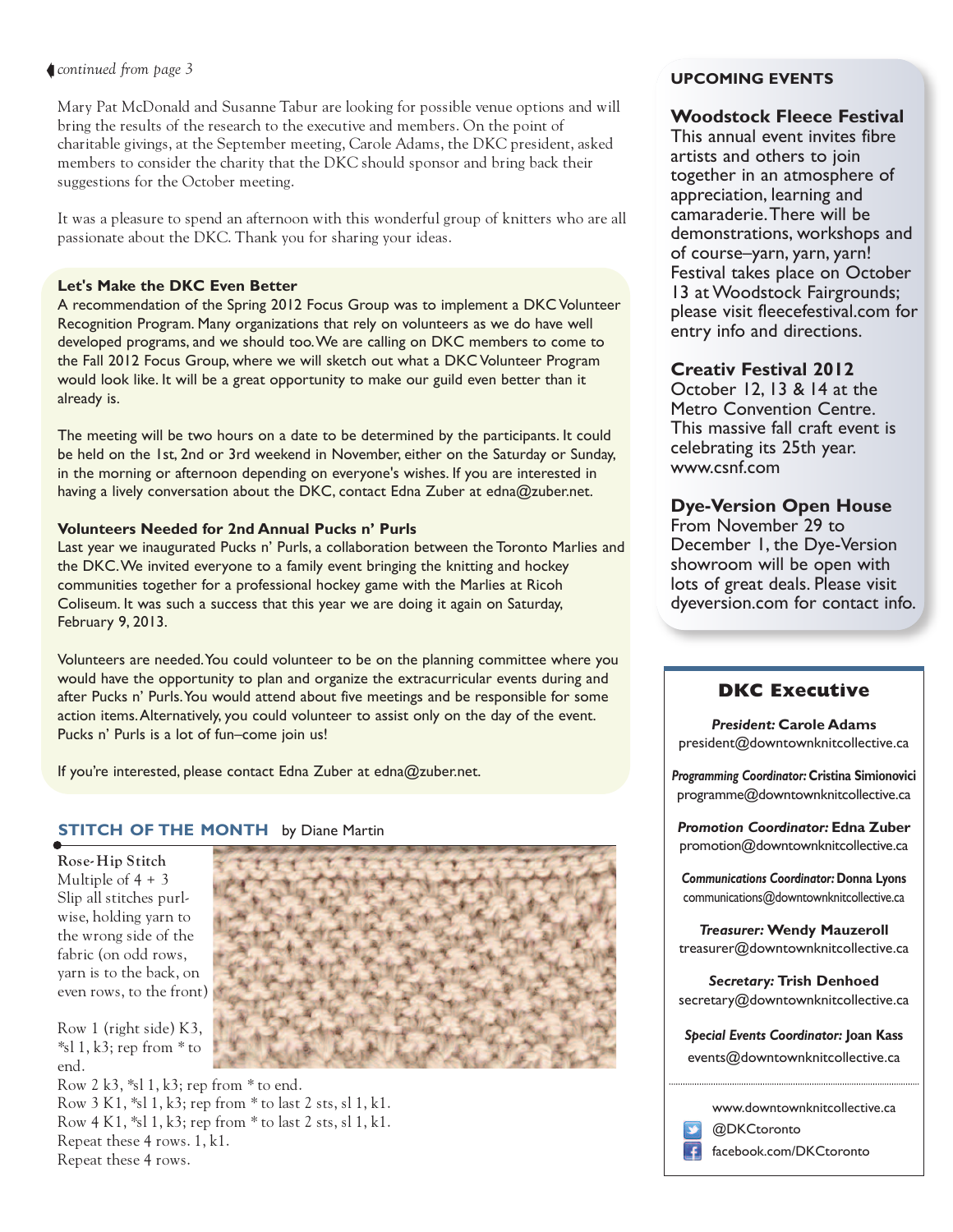*continued from page 3*

Mary Pat McDonald and Susanne Tabur are looking for possible venue options and will bring the results of the research to the executive and members. On the point of charitable givings, at the September meeting, Carole Adams, the DKC president, asked members to consider the charity that the DKC should sponsor and bring back their suggestions for the October meeting.

It was a pleasure to spend an afternoon with this wonderful group of knitters who are all passionate about the DKC. Thank you for sharing your ideas.

### Let's Make the DKC Even Better

A recommendation of the Spring 2012 Focus Group was to implement a DKC Volunteer Recognition Program. Many organizations that rely on volunteers as we do have well developed programs, and we should too. We are calling on DKC members to come to the Fall 2012 Focus Group, where we will sketch out what a DKC Volunteer Program would look like. It will be a great opportunity to make our guild even better than it already is.

The meeting will be two hours on a date to be determined by the participants. It could be held on the 1st, 2nd or 3rd weekend in November, either on the Saturday or Sunday, in the morning or afternoon depending on everyone's wishes. If you are interested in having a lively conversation about the DKC, contact Edna Zuber at edna@zuber.net.

### Volunteers Needed for 2nd Annual Pucks n' Purls

Last year we inaugurated Pucks n' Purls, a collaboration between the Toronto Marlies and the DKC. We invited everyone to a family event bringing the knitting and hockey communities together for a professional hockey game with the Marlies at Ricoh Coliseum. It was such a success that this year we are doing it again on Saturday, February 9, 2013.

Volunteers are needed. You could volunteer to be on the planning committee where you would have the opportunity to plan and organize the extracurricular events during and after Pucks n' Purls. You would attend about five meetings and be responsible for some action items. Alternatively, you could volunteer to assist only on the day of the event. Pucks n' Purls is a lot of fun–come join us!

If you're interested, please contact Edna Zuber at edna@zuber.net.

## STITCH OF THE MONTH by Diane Martin

**Rose-Hip Stitch**
Multiple of 4 + 3
Slip all stitches purl-wise, holding yarn to the wrong side of the fabric (on odd rows, yarn is to the back, on even rows, to the front)

Row 1 (right side) K3, *sl 1, k3; rep from * to end.
Row 2 k3, *sl 1, k3; rep from * to end.
Row 3 K1, *sl 1, k3; rep from * to last 2 sts, sl 1, k1.
Row 4 K1, *sl 1, k3; rep from * to last 2 sts, sl 1, k1.
Repeat these 4 rows. 1, k1.
Repeat these 4 rows.

## UPCOMING EVENTS

### Woodstock Fleece Festival

This annual event invites fibre artists and others to join together in an atmosphere of appreciation, learning and camaraderie. There will be demonstrations, workshops and of course–yarn, yarn, yarn! Festival takes place on October 13 at Woodstock Fairgrounds; please visit fleecefestival.com for entry info and directions.

### Creativ Festival 2012

October 12, 13 & 14 at the Metro Convention Centre. This massive fall craft event is celebrating its 25th year. www.csnf.com

### Dye-Version Open House

From November 29 to December 1, the Dye-Version showroom will be open with lots of great deals. Please visit dyeversion.com for contact info.

## DKC Executive

***President:*** **Carole Adams**
president@downtownknitcollective.ca

***Programming Coordinator:*** **Cristina Simionovici**
programme@downtownknitcollective.ca

***Promotion Coordinator:*** **Edna Zuber**
promotion@downtownknitcollective.ca

***Communications Coordinator:*** **Donna Lyons**
communications@downtownknitcollective.ca

***Treasurer:*** **Wendy Mauzeroll**
treasurer@downtownknitcollective.ca

***Secretary:*** **Trish Denhoed**
secretary@downtownknitcollective.ca

***Special Events Coordinator:*** **Joan Kass**
events@downtownknitcollective.ca

www.downtownknitcollective.ca
@DKCtoronto
facebook.com/DKCtoronto